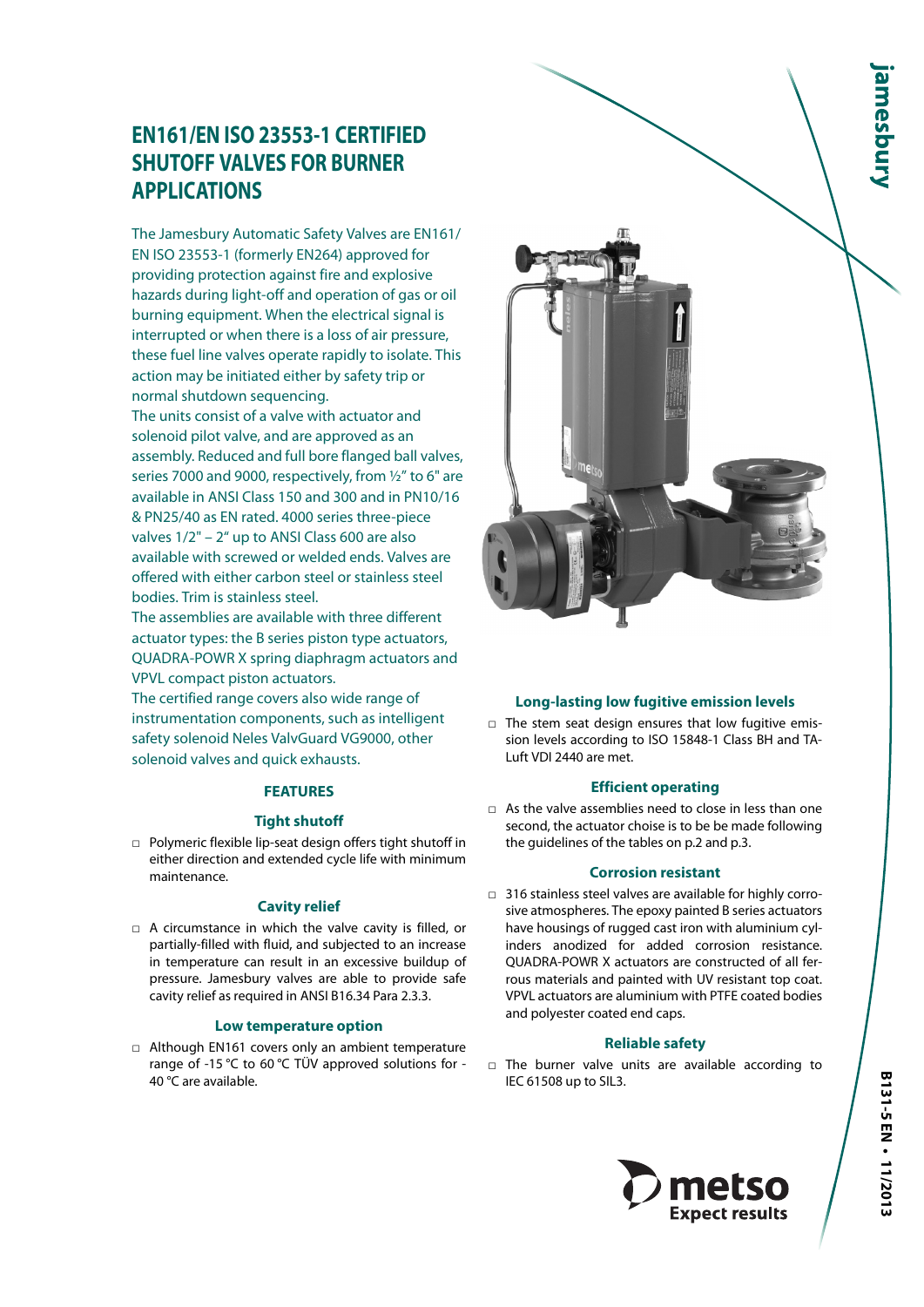# EN161/EN ISO 23553-1 CERTIFIED SHUTOFF VALVES FOR BURNER APPLICATIONS

The Jamesbury Automatic Safety Valves are EN161/ EN ISO 23553-1 (formerly EN264) approved for providing protection against fire and explosive hazards during light-off and operation of gas or oil burning equipment. When the electrical signal is interrupted or when there is a loss of air pressure, these fuel line valves operate rapidly to isolate. This action may be initiated either by safety trip or normal shutdown sequencing.

The units consist of a valve with actuator and solenoid pilot valve, and are approved as an assembly. Reduced and full bore flanged ball valves, series 7000 and 9000, respectively, from ½" to 6" are available in ANSI Class 150 and 300 and in PN10/16 & PN25/40 as EN rated. 4000 series three-piece valves 1/2" – 2" up to ANSI Class 600 are also available with screwed or welded ends. Valves are offered with either carbon steel or stainless steel bodies. Trim is stainless steel.

The assemblies are available with three different actuator types: the B series piston type actuators, QUADRA-POWR X spring diaphragm actuators and VPVL compact piston actuators.

The certified range covers also wide range of instrumentation components, such as intelligent safety solenoid Neles ValvGuard VG9000, other solenoid valves and quick exhausts.

## FEATURES

### Tight shutoff

- Polymeric flexible lip-seat design offers tight shutoff in either direction and extended cycle life with minimum maintenance.

### Cavity relief

- A circumstance in which the valve cavity is filled, or partially-filled with fluid, and subjected to an increase in temperature can result in an excessive buildup of pressure. Jamesbury valves are able to provide safe cavity relief as required in ANSI B16.34 Para 2.3.3.

### Low temperature option

- Although EN161 covers only an ambient temperature range of -15 °C to 60 °C TÜV approved solutions for -40 °C are available.

### Long-lasting low fugitive emission levels

- The stem seat design ensures that low fugitive emission levels according to ISO 15848-1 Class BH and TA-Luft VDI 2440 are met.

### Efficient operating

- As the valve assemblies need to close in less than one second, the actuator choise is to be be made following the guidelines of the tables on p.2 and p.3.

### Corrosion resistant

- 316 stainless steel valves are available for highly corrosive atmospheres. The epoxy painted B series actuators have housings of rugged cast iron with aluminium cylinders anodized for added corrosion resistance. QUADRA-POWR X actuators are constructed of all ferrous materials and painted with UV resistant top coat. VPVL actuators are aluminium with PTFE coated bodies and polyester coated end caps.

### Reliable safety

- The burner valve units are available according to IEC 61508 up to SIL3.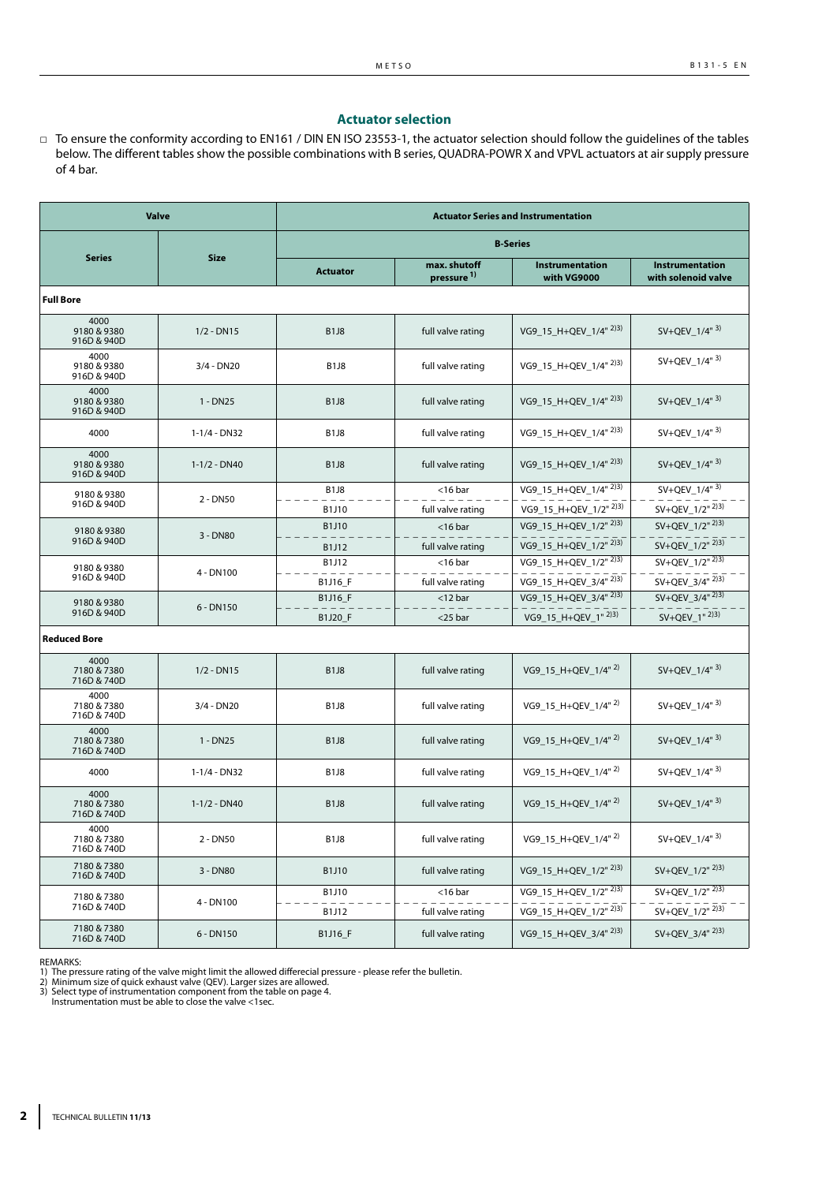## Actuator selection

□ To ensure the conformity according to EN161 / DIN EN ISO 23553-1, the actuator selection should follow the guidelines of the tables below. The different tables show the possible combinations with B series, QUADRA-POWR X and VPVL actuators at air supply pressure of 4 bar.

| Valve | | Actuator Series and Instrumentation | | | |
|---|---|---|---|---|---|
| | | B-Series | | | |
| Series | Size | Actuator | max. shutoff pressure 1) | Instrumentation with VG9000 | Instrumentation with solenoid valve |
| **Full Bore** | | | | | |
| 4000 9180 & 9380 916D & 940D | 1/2 - DN15 | B1J8 | full valve rating | VG9_15_H+QEV_1/4" 2)3) | SV+QEV_1/4" 3) |
| 4000 9180 & 9380 916D & 940D | 3/4 - DN20 | B1J8 | full valve rating | VG9_15_H+QEV_1/4" 2)3) | SV+QEV_1/4" 3) |
| 4000 9180 & 9380 916D & 940D | 1 - DN25 | B1J8 | full valve rating | VG9_15_H+QEV_1/4" 2)3) | SV+QEV_1/4" 3) |
| 4000 | 1-1/4 - DN32 | B1J8 | full valve rating | VG9_15_H+QEV_1/4" 2)3) | SV+QEV_1/4" 3) |
| 4000 9180 & 9380 916D & 940D | 1-1/2 - DN40 | B1J8 | full valve rating | VG9_15_H+QEV_1/4" 2)3) | SV+QEV_1/4" 3) |
| 9180 & 9380 916D & 940D | 2 - DN50 | B1J8 | <16 bar | VG9_15_H+QEV_1/4" 2)3) | SV+QEV_1/4" 3) |
| | | B1J10 | full valve rating | VG9_15_H+QEV_1/2" 2)3) | SV+QEV_1/2" 2)3) |
| 9180 & 9380 916D & 940D | 3 - DN80 | B1J10 | <16 bar | VG9_15_H+QEV_1/2" 2)3) | SV+QEV_1/2" 2)3) |
| | | B1J12 | full valve rating | VG9_15_H+QEV_1/2" 2)3) | SV+QEV_1/2" 2)3) |
| 9180 & 9380 916D & 940D | 4 - DN100 | B1J12 | <16 bar | VG9_15_H+QEV_1/2" 2)3) | SV+QEV_1/2" 2)3) |
| | | B1J16_F | full valve rating | VG9_15_H+QEV_3/4" 2)3) | SV+QEV_3/4" 2)3) |
| 9180 & 9380 916D & 940D | 6 - DN150 | B1J16_F | <12 bar | VG9_15_H+QEV_3/4" 2)3) | SV+QEV_3/4" 2)3) |
| | | B1J20_F | <25 bar | VG9_15_H+QEV_1" 2)3) | SV+QEV_1" 2)3) |
| **Reduced Bore** | | | | | |
| 4000 7180 & 7380 716D & 740D | 1/2 - DN15 | B1J8 | full valve rating | VG9_15_H+QEV_1/4" 2) | SV+QEV_1/4" 3) |
| 4000 7180 & 7380 716D & 740D | 3/4 - DN20 | B1J8 | full valve rating | VG9_15_H+QEV_1/4" 2) | SV+QEV_1/4" 3) |
| 4000 7180 & 7380 716D & 740D | 1 - DN25 | B1J8 | full valve rating | VG9_15_H+QEV_1/4" 2) | SV+QEV_1/4" 3) |
| 4000 | 1-1/4 - DN32 | B1J8 | full valve rating | VG9_15_H+QEV_1/4" 2) | SV+QEV_1/4" 3) |
| 4000 7180 & 7380 716D & 740D | 1-1/2 - DN40 | B1J8 | full valve rating | VG9_15_H+QEV_1/4" 2) | SV+QEV_1/4" 3) |
| 4000 7180 & 7380 716D & 740D | 2 - DN50 | B1J8 | full valve rating | VG9_15_H+QEV_1/4" 2) | SV+QEV_1/4" 3) |
| 7180 & 7380 716D & 740D | 3 - DN80 | B1J10 | full valve rating | VG9_15_H+QEV_1/2" 2)3) | SV+QEV_1/2" 2)3) |
| 7180 & 7380 716D & 740D | 4 - DN100 | B1J10 | <16 bar | VG9_15_H+QEV_1/2" 2)3) | SV+QEV_1/2" 2)3) |
| | | B1J12 | full valve rating | VG9_15_H+QEV_1/2" 2)3) | SV+QEV_1/2" 2)3) |
| 7180 & 7380 716D & 740D | 6 - DN150 | B1J16_F | full valve rating | VG9_15_H+QEV_3/4" 2)3) | SV+QEV_3/4" 2)3) |

REMARKS:
1) The pressure rating of the valve might limit the allowed differecial pressure - please refer the bulletin.
2) Minimum size of quick exhaust valve (QEV). Larger sizes are allowed.
3) Select type of instrumentation component from the table on page 4.
Instrumentation must be able to close the valve <1sec.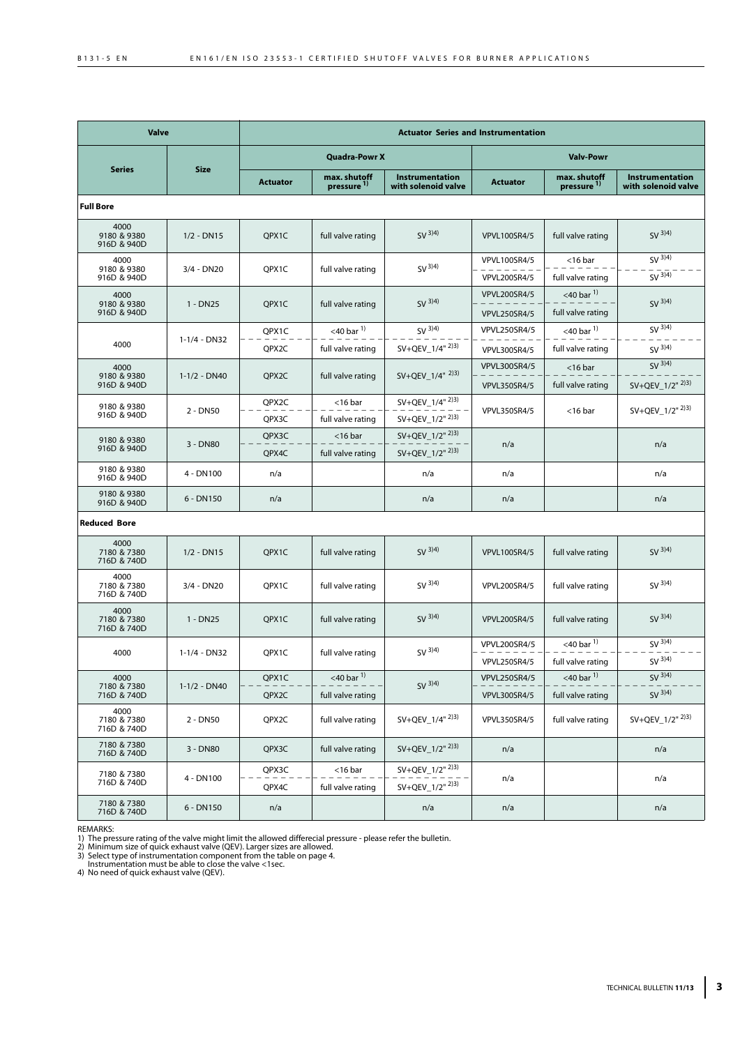| Valve | | Actuator Series and Instrumentation | | | | | |
|---|---|---|---|---|---|---|---|
| | | Quadra-Powr X | | | Valv-Powr | | |
| Series | Size | Actuator | max. shutoff pressure [1] | Instrumentation with solenoid valve | Actuator | max. shutoff pressure [1] | Instrumentation with solenoid valve |
| **Full Bore** | | | | | | | |
| 4000 9180 & 9380 916D & 940D | 1/2 - DN15 | QPX1C | full valve rating | SV [3)4)] | VPVL100SR4/5 | full valve rating | SV [3)4)] |
| 4000 9180 & 9380 916D & 940D | 3/4 - DN20 | QPX1C | full valve rating | SV [3)4)] | VPVL100SR4/5 | <16 bar | SV [3)4)] |
| | | | | | VPVL200SR4/5 | full valve rating | SV [3)4)] |
| 4000 9180 & 9380 916D & 940D | 1 - DN25 | QPX1C | full valve rating | SV [3)4)] | VPVL200SR4/5 | <40 bar [1] | SV [3)4)] |
| | | | | | VPVL250SR4/5 | full valve rating | |
| 4000 | 1-1/4 - DN32 | QPX1C | <40 bar [1] | SV [3)4)] | VPVL250SR4/5 | <40 bar [1] | SV [3)4)] |
| | | QPX2C | full valve rating | SV+QEV_1/4" [2)3)] | VPVL300SR4/5 | full valve rating | SV [3)4)] |
| 4000 9180 & 9380 916D & 940D | 1-1/2 - DN40 | QPX2C | full valve rating | SV+QEV_1/4" [2)3)] | VPVL300SR4/5 | <16 bar | SV [3)4)] |
| | | | | | VPVL350SR4/5 | full valve rating | SV+QEV_1/2" [2)3)] |
| 9180 & 9380 916D & 940D | 2 - DN50 | QPX2C | <16 bar | SV+QEV_1/4" [2)3)] | VPVL350SR4/5 | <16 bar | SV+QEV_1/2" [2)3)] |
| | | QPX3C | full valve rating | SV+QEV_1/2" [2)3)] | | | |
| 9180 & 9380 916D & 940D | 3 - DN80 | QPX3C | <16 bar | SV+QEV_1/2" [2)3)] | n/a | | n/a |
| | | QPX4C | full valve rating | SV+QEV_1/2" [2)3)] | | | |
| 9180 & 9380 916D & 940D | 4 - DN100 | n/a | | n/a | n/a | | n/a |
| 9180 & 9380 916D & 940D | 6 - DN150 | n/a | | n/a | n/a | | n/a |
| **Reduced Bore** | | | | | | | |
| 4000 7180 & 7380 716D & 740D | 1/2 - DN15 | QPX1C | full valve rating | SV [3)4)] | VPVL100SR4/5 | full valve rating | SV [3)4)] |
| 4000 7180 & 7380 716D & 740D | 3/4 - DN20 | QPX1C | full valve rating | SV [3)4)] | VPVL200SR4/5 | full valve rating | SV [3)4)] |
| 4000 7180 & 7380 716D & 740D | 1 - DN25 | QPX1C | full valve rating | SV [3)4)] | VPVL200SR4/5 | full valve rating | SV [3)4)] |
| 4000 | 1-1/4 - DN32 | QPX1C | full valve rating | SV [3)4)] | VPVL200SR4/5 | <40 bar [1] | SV [3)4)] |
| | | | | | VPVL250SR4/5 | full valve rating | SV [3)4)] |
| 4000 7180 & 7380 716D & 740D | 1-1/2 - DN40 | QPX1C | <40 bar [1] | SV [3)4)] | VPVL250SR4/5 | <40 bar [1] | SV [3)4)] |
| | | QPX2C | full valve rating | | VPVL300SR4/5 | full valve rating | SV [3)4)] |
| 4000 7180 & 7380 716D & 740D | 2 - DN50 | QPX2C | full valve rating | SV+QEV_1/4" [2)3)] | VPVL350SR4/5 | full valve rating | SV+QEV_1/2" [2)3)] |
| 7180 & 7380 716D & 740D | 3 - DN80 | QPX3C | full valve rating | SV+QEV_1/2" [2)3)] | n/a | | n/a |
| 7180 & 7380 716D & 740D | 4 - DN100 | QPX3C | <16 bar | SV+QEV_1/2" [2)3)] | n/a | | n/a |
| | | QPX4C | full valve rating | SV+QEV_1/2" [2)3)] | | | |
| 7180 & 7380 716D & 740D | 6 - DN150 | n/a | | n/a | n/a | | n/a |

REMARKS:

1) The pressure rating of the valve might limit the allowed differecial pressure - please refer the bulletin.
2) Minimum size of quick exhaust valve (QEV). Larger sizes are allowed.
3) Select type of instrumentation component from the table on page 4.
 Instrumentation must be able to close the valve <1sec.
4) No need of quick exhaust valve (QEV).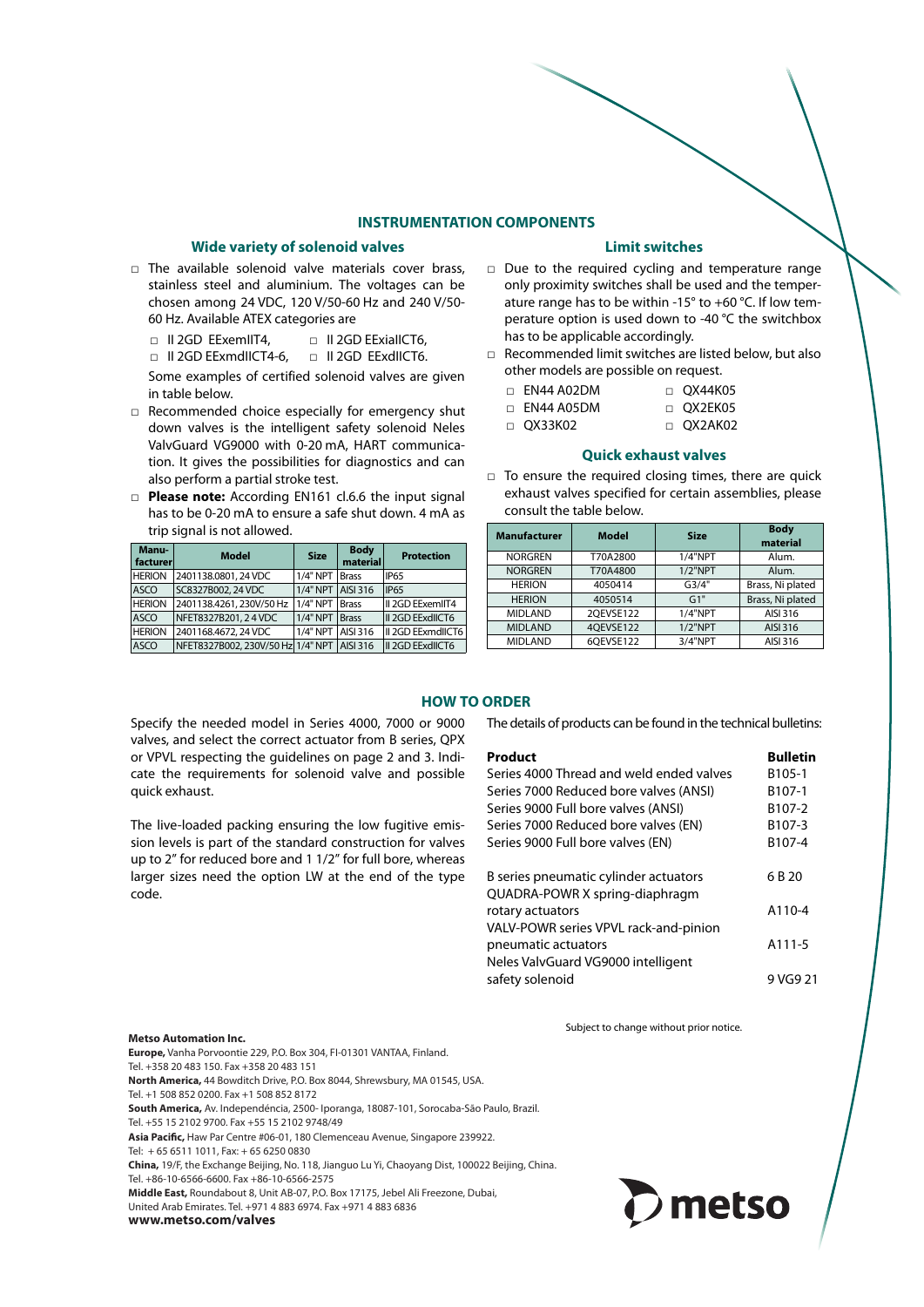## INSTRUMENTATION COMPONENTS

### Wide variety of solenoid valves

- The available solenoid valve materials cover brass, stainless steel and aluminium. The voltages can be chosen among 24 VDC, 120 V/50-60 Hz and 240 V/50-60 Hz. Available ATEX categories are
  - II 2GD EExemIIT4,
  - II 2GD EExiaIICT6,
  - II 2GD EExmdIICT4-6,
  - II 2GD EExdIICT6.

  Some examples of certified solenoid valves are given in table below.
- Recommended choice especially for emergency shut down valves is the intelligent safety solenoid Neles ValvGuard VG9000 with 0-20 mA, HART communication. It gives the possibilities for diagnostics and can also perform a partial stroke test.
- **Please note:** According EN161 cl.6.6 the input signal has to be 0-20 mA to ensure a safe shut down. 4 mA as trip signal is not allowed.

| Manufacturer | Model | Size | Body material | Protection |
|---|---|---|---|---|
| HERION | 2401138.0801, 24 VDC | 1/4" NPT | Brass | IP65 |
| ASCO | SC8327B002, 24 VDC | 1/4" NPT | AISI 316 | IP65 |
| HERION | 2401138.4261, 230V/50 Hz | 1/4" NPT | Brass | II 2GD EExemIIT4 |
| ASCO | NFET8327B201, 2 4 VDC | 1/4" NPT | Brass | II 2GD EExdIICT6 |
| HERION | 2401168.4672, 24 VDC | 1/4" NPT | AISI 316 | II 2GD EExmdIICT6 |
| ASCO | NFET8327B002, 230V/50 Hz | 1/4" NPT | AISI 316 | II 2GD EExdIICT6 |

### Limit switches

- Due to the required cycling and temperature range only proximity switches shall be used and the temperature range has to be within -15° to +60 °C. If low temperature option is used down to -40 °C the switchbox has to be applicable accordingly.
- Recommended limit switches are listed below, but also other models are possible on request.
  - EN44 A02DM
  - QX44K05
  - EN44 A05DM
  - QX2EK05
  - QX33K02
  - QX2AK02

### Quick exhaust valves

- To ensure the required closing times, there are quick exhaust valves specified for certain assemblies, please consult the table below.

| Manufacturer | Model | Size | Body material |
|---|---|---|---|
| NORGREN | T70A2800 | 1/4"NPT | Alum. |
| NORGREN | T70A4800 | 1/2"NPT | Alum. |
| HERION | 4050414 | G3/4" | Brass, Ni plated |
| HERION | 4050514 | G1" | Brass, Ni plated |
| MIDLAND | 2QEVSE122 | 1/4"NPT | AISI 316 |
| MIDLAND | 4QEVSE122 | 1/2"NPT | AISI 316 |
| MIDLAND | 6QEVSE122 | 3/4"NPT | AISI 316 |

## HOW TO ORDER

Specify the needed model in Series 4000, 7000 or 9000 valves, and select the correct actuator from B series, QPX or VPVL respecting the guidelines on page 2 and 3. Indicate the requirements for solenoid valve and possible quick exhaust.

The live-loaded packing ensuring the low fugitive emission levels is part of the standard construction for valves up to 2" for reduced bore and 1 1/2" for full bore, whereas larger sizes need the option LW at the end of the type code.

The details of products can be found in the technical bulletins:

| Product | Bulletin |
|---|---|
| Series 4000 Thread and weld ended valves | B105-1 |
| Series 7000 Reduced bore valves (ANSI) | B107-1 |
| Series 9000 Full bore valves (ANSI) | B107-2 |
| Series 7000 Reduced bore valves (EN) | B107-3 |
| Series 9000 Full bore valves (EN) | B107-4 |
| B series pneumatic cylinder actuators | 6 B 20 |
| QUADRA-POWR X spring-diaphragm rotary actuators | A110-4 |
| VALV-POWR series VPVL rack-and-pinion pneumatic actuators | A111-5 |
| Neles ValvGuard VG9000 intelligent safety solenoid | 9 VG9 21 |

Subject to change without prior notice.

**Metso Automation Inc.**
**Europe,** Vanha Porvoontie 229, P.O. Box 304, FI-01301 VANTAA, Finland.
Tel. +358 20 483 150. Fax +358 20 483 151
**North America,** 44 Bowditch Drive, P.O. Box 8044, Shrewsbury, MA 01545, USA.
Tel. +1 508 852 0200. Fax +1 508 852 8172
**South America,** Av. Independéncia, 2500- Iporanga, 18087-101, Sorocaba-São Paulo, Brazil.
Tel. +55 15 2102 9700. Fax +55 15 2102 9748/49
**Asia Pacific,** Haw Par Centre #06-01, 180 Clemenceau Avenue, Singapore 239922.
Tel: + 65 6511 1011, Fax: + 65 6250 0830
**China,** 19/F, the Exchange Beijing, No. 118, Jianguo Lu Yi, Chaoyang Dist, 100022 Beijing, China.
Tel. +86-10-6566-6600. Fax +86-10-6566-2575
**Middle East,** Roundabout 8, Unit AB-07, P.O. Box 17175, Jebel Ali Freezone, Dubai,
United Arab Emirates. Tel. +971 4 883 6974. Fax +971 4 883 6836
**www.metso.com/valves**

metso